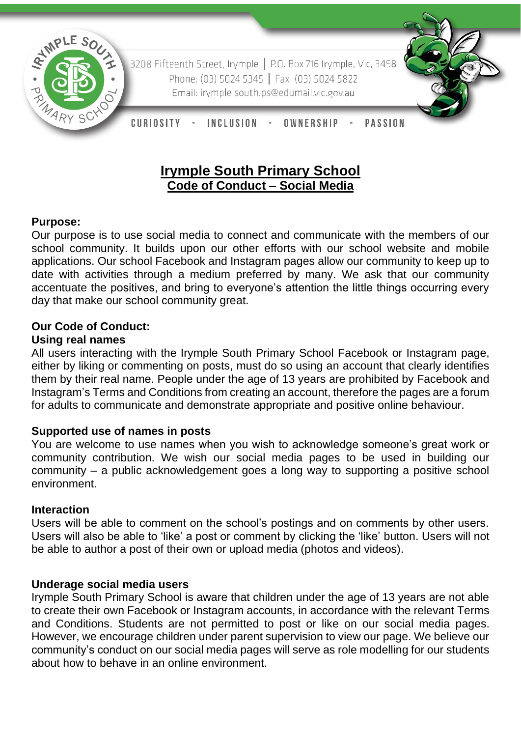3208 Fifteenth Street, Irymple | P.O. Box 716 Irymple, Vic, 3498
Phone: (03) 5024 5345 | Fax: (03) 5024 5822
Email: irymple.south.ps@edumail.vic.gov.au

CURIOSITY - INCLUSION - OWNERSHIP - PASSION

# Irymple South Primary School
## Code of Conduct – Social Media

**Purpose:**
Our purpose is to use social media to connect and communicate with the members of our school community. It builds upon our other efforts with our school website and mobile applications. Our school Facebook and Instagram pages allow our community to keep up to date with activities through a medium preferred by many. We ask that our community accentuate the positives, and bring to everyone's attention the little things occurring every day that make our school community great.

**Our Code of Conduct:**

**Using real names**
All users interacting with the Irymple South Primary School Facebook or Instagram page, either by liking or commenting on posts, must do so using an account that clearly identifies them by their real name. People under the age of 13 years are prohibited by Facebook and Instagram's Terms and Conditions from creating an account, therefore the pages are a forum for adults to communicate and demonstrate appropriate and positive online behaviour.

**Supported use of names in posts**
You are welcome to use names when you wish to acknowledge someone's great work or community contribution. We wish our social media pages to be used in building our community – a public acknowledgement goes a long way to supporting a positive school environment.

**Interaction**
Users will be able to comment on the school's postings and on comments by other users. Users will also be able to 'like' a post or comment by clicking the 'like' button. Users will not be able to author a post of their own or upload media (photos and videos).

**Underage social media users**
Irymple South Primary School is aware that children under the age of 13 years are not able to create their own Facebook or Instagram accounts, in accordance with the relevant Terms and Conditions. Students are not permitted to post or like on our social media pages. However, we encourage children under parent supervision to view our page. We believe our community's conduct on our social media pages will serve as role modelling for our students about how to behave in an online environment.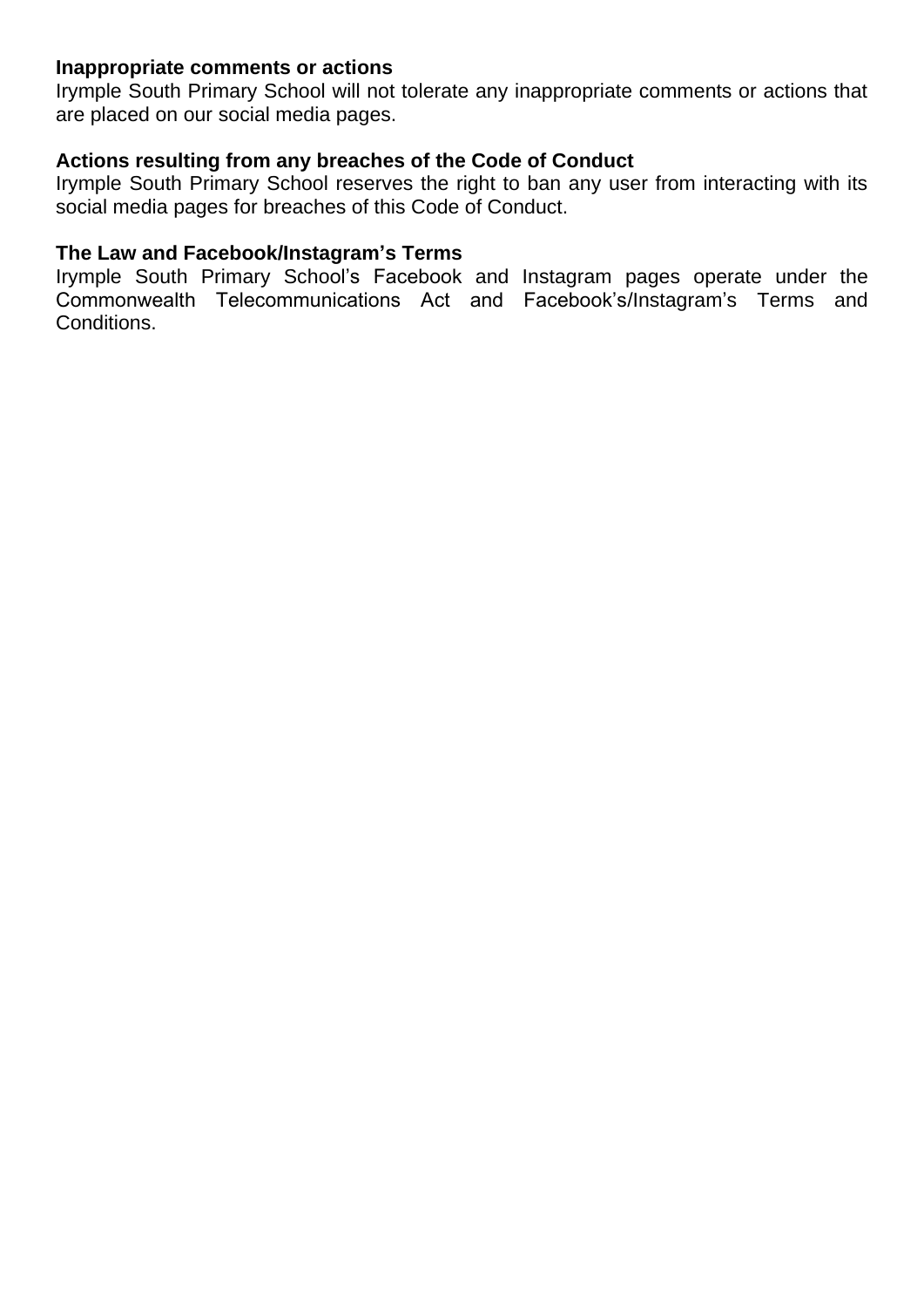**Inappropriate comments or actions**
Irymple South Primary School will not tolerate any inappropriate comments or actions that are placed on our social media pages.

**Actions resulting from any breaches of the Code of Conduct**
Irymple South Primary School reserves the right to ban any user from interacting with its social media pages for breaches of this Code of Conduct.

**The Law and Facebook/Instagram's Terms**
Irymple South Primary School's Facebook and Instagram pages operate under the Commonwealth Telecommunications Act and Facebook's/Instagram's Terms and Conditions.